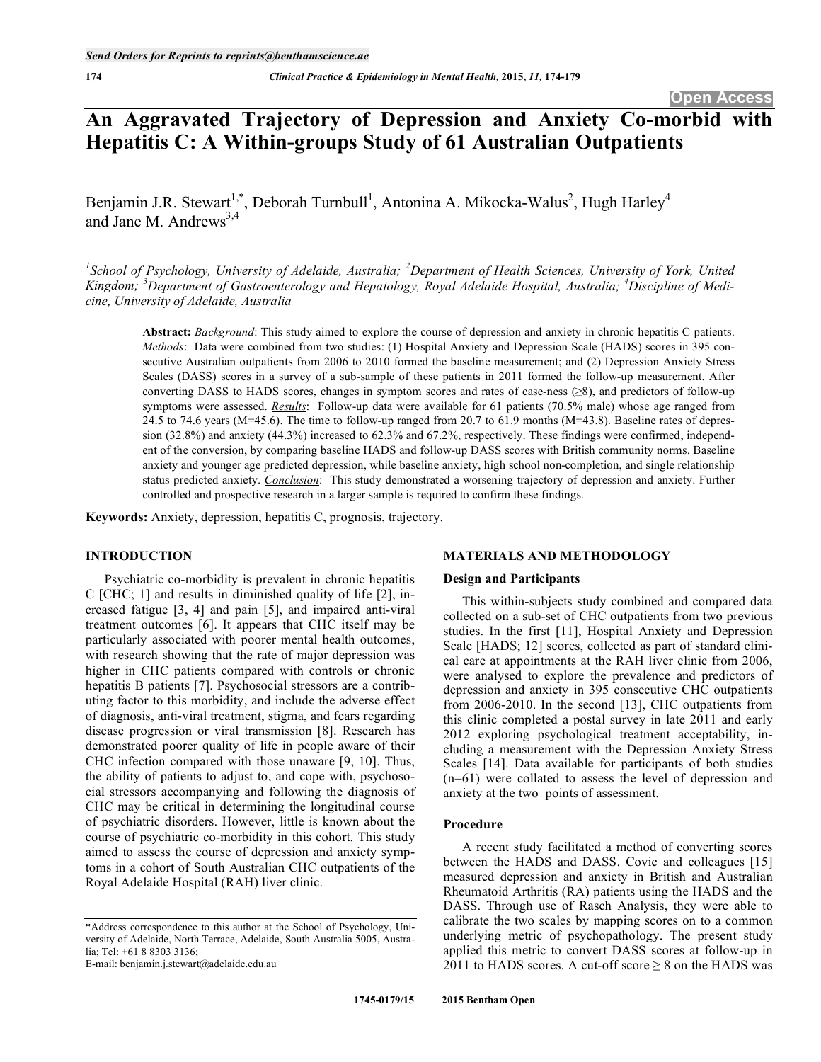Open Access

# An Aggravated Trajectory of Depression and Anxiety Co-morbid with Hepatitis C: A Within-groups Study of 61 Australian Outpatients

Benjamin J.R. Stewart[1,*], Deborah Turnbull[1], Antonina A. Mikocka-Walus[2], Hugh Harley[4] and Jane M. Andrews[3,4]

[1]School of Psychology, University of Adelaide, Australia; [2]Department of Health Sciences, University of York, United Kingdom; [3]Department of Gastroenterology and Hepatology, Royal Adelaide Hospital, Australia; [4]Discipline of Medicine, University of Adelaide, Australia

**Abstract:** ***Background***: This study aimed to explore the course of depression and anxiety in chronic hepatitis C patients. ***Methods***: Data were combined from two studies: (1) Hospital Anxiety and Depression Scale (HADS) scores in 395 consecutive Australian outpatients from 2006 to 2010 formed the baseline measurement; and (2) Depression Anxiety Stress Scales (DASS) scores in a survey of a sub-sample of these patients in 2011 formed the follow-up measurement. After converting DASS to HADS scores, changes in symptom scores and rates of case-ness (≥8), and predictors of follow-up symptoms were assessed. ***Results***: Follow-up data were available for 61 patients (70.5% male) whose age ranged from 24.5 to 74.6 years (M=45.6). The time to follow-up ranged from 20.7 to 61.9 months (M=43.8). Baseline rates of depression (32.8%) and anxiety (44.3%) increased to 62.3% and 67.2%, respectively. These findings were confirmed, independent of the conversion, by comparing baseline HADS and follow-up DASS scores with British community norms. Baseline anxiety and younger age predicted depression, while baseline anxiety, high school non-completion, and single relationship status predicted anxiety. ***Conclusion***: This study demonstrated a worsening trajectory of depression and anxiety. Further controlled and prospective research in a larger sample is required to confirm these findings.

**Keywords:** Anxiety, depression, hepatitis C, prognosis, trajectory.

## INTRODUCTION

Psychiatric co-morbidity is prevalent in chronic hepatitis C [CHC; 1] and results in diminished quality of life [2], increased fatigue [3, 4] and pain [5], and impaired anti-viral treatment outcomes [6]. It appears that CHC itself may be particularly associated with poorer mental health outcomes, with research showing that the rate of major depression was higher in CHC patients compared with controls or chronic hepatitis B patients [7]. Psychosocial stressors are a contributing factor to this morbidity, and include the adverse effect of diagnosis, anti-viral treatment, stigma, and fears regarding disease progression or viral transmission [8]. Research has demonstrated poorer quality of life in people aware of their CHC infection compared with those unaware [9, 10]. Thus, the ability of patients to adjust to, and cope with, psychosocial stressors accompanying and following the diagnosis of CHC may be critical in determining the longitudinal course of psychiatric disorders. However, little is known about the course of psychiatric co-morbidity in this cohort. This study aimed to assess the course of depression and anxiety symptoms in a cohort of South Australian CHC outpatients of the Royal Adelaide Hospital (RAH) liver clinic.

## MATERIALS AND METHODOLOGY

### Design and Participants

This within-subjects study combined and compared data collected on a sub-set of CHC outpatients from two previous studies. In the first [11], Hospital Anxiety and Depression Scale [HADS; 12] scores, collected as part of standard clinical care at appointments at the RAH liver clinic from 2006, were analysed to explore the prevalence and predictors of depression and anxiety in 395 consecutive CHC outpatients from 2006-2010. In the second [13], CHC outpatients from this clinic completed a postal survey in late 2011 and early 2012 exploring psychological treatment acceptability, including a measurement with the Depression Anxiety Stress Scales [14]. Data available for participants of both studies (n=61) were collated to assess the level of depression and anxiety at the two points of assessment.

### Procedure

A recent study facilitated a method of converting scores between the HADS and DASS. Covic and colleagues [15] measured depression and anxiety in British and Australian Rheumatoid Arthritis (RA) patients using the HADS and the DASS. Through use of Rasch Analysis, they were able to calibrate the two scales by mapping scores on to a common underlying metric of psychopathology. The present study applied this metric to convert DASS scores at follow-up in 2011 to HADS scores. A cut-off score ≥ 8 on the HADS was

*Address correspondence to this author at the School of Psychology, University of Adelaide, North Terrace, Adelaide, South Australia 5005, Australia; Tel: +61 8 8303 3136;
E-mail: benjamin.j.stewart@adelaide.edu.au

1745-0179/15 2015 Bentham Open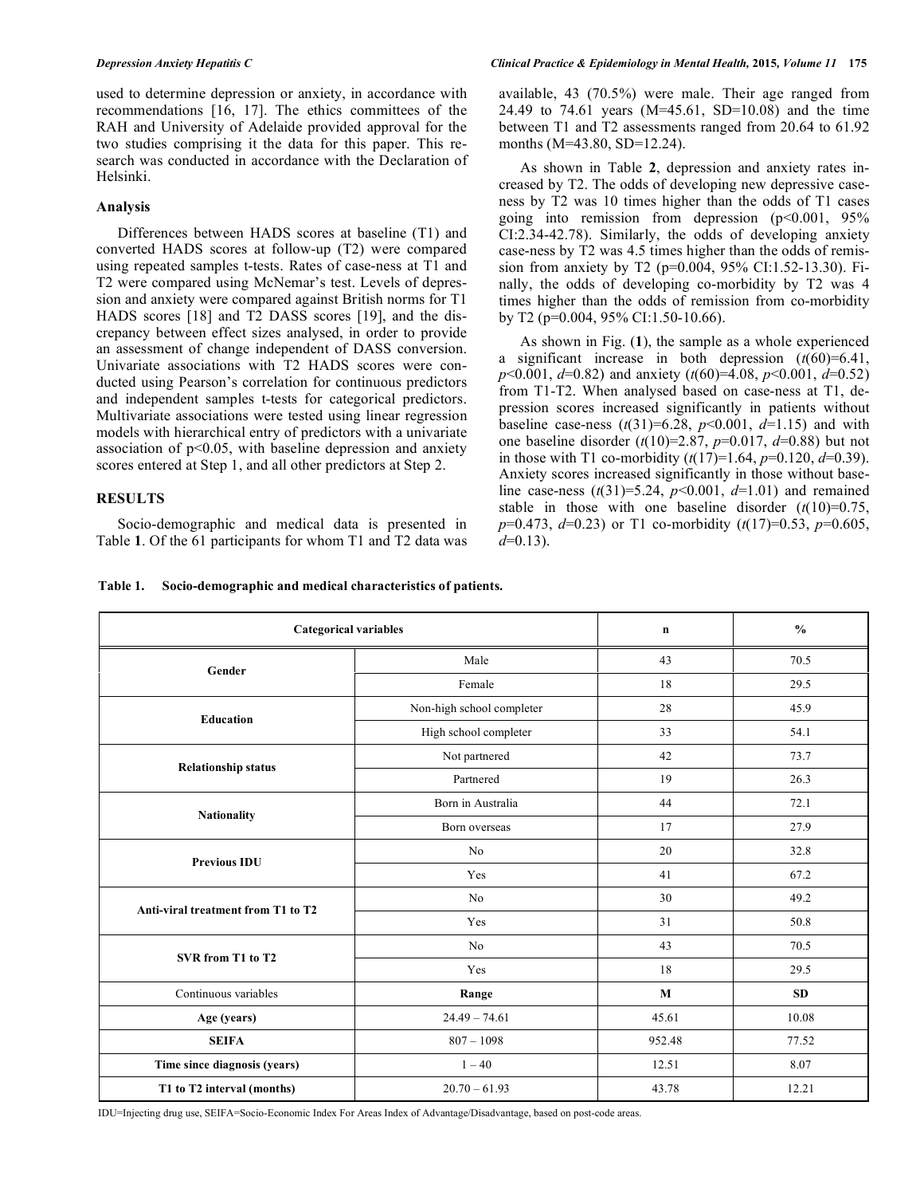used to determine depression or anxiety, in accordance with recommendations [16, 17]. The ethics committees of the RAH and University of Adelaide provided approval for the two studies comprising it the data for this paper. This research was conducted in accordance with the Declaration of Helsinki.

### Analysis

Differences between HADS scores at baseline (T1) and converted HADS scores at follow-up (T2) were compared using repeated samples t-tests. Rates of case-ness at T1 and T2 were compared using McNemar's test. Levels of depression and anxiety were compared against British norms for T1 HADS scores [18] and T2 DASS scores [19], and the discrepancy between effect sizes analysed, in order to provide an assessment of change independent of DASS conversion. Univariate associations with T2 HADS scores were conducted using Pearson's correlation for continuous predictors and independent samples t-tests for categorical predictors. Multivariate associations were tested using linear regression models with hierarchical entry of predictors with a univariate association of $p<0.05$, with baseline depression and anxiety scores entered at Step 1, and all other predictors at Step 2.

## RESULTS

Socio-demographic and medical data is presented in Table **1**. Of the 61 participants for whom T1 and T2 data was available, 43 (70.5%) were male. Their age ranged from 24.49 to 74.61 years (M=45.61, SD=10.08) and the time between T1 and T2 assessments ranged from 20.64 to 61.92 months (M=43.80, SD=12.24).

As shown in Table **2**, depression and anxiety rates increased by T2. The odds of developing new depressive case-ness by T2 was 10 times higher than the odds of T1 cases going into remission from depression ($p<0.001$, 95% CI:2.34-42.78). Similarly, the odds of developing anxiety case-ness by T2 was 4.5 times higher than the odds of remission from anxiety by T2 ($p=0.004$, 95% CI:1.52-13.30). Finally, the odds of developing co-morbidity by T2 was 4 times higher than the odds of remission from co-morbidity by T2 ($p=0.004$, 95% CI:1.50-10.66).

As shown in Fig. (**1**), the sample as a whole experienced a significant increase in both depression ($t(60)=6.41$, $p<0.001$, $d=0.82$) and anxiety ($t(60)=4.08$, $p<0.001$, $d=0.52$) from T1-T2. When analysed based on case-ness at T1, depression scores increased significantly in patients without baseline case-ness ($t(31)=6.28$, $p<0.001$, $d=1.15$) and with one baseline disorder ($t(10)=2.87$, $p=0.017$, $d=0.88$) but not in those with T1 co-morbidity ($t(17)=1.64$, $p=0.120$, $d=0.39$). Anxiety scores increased significantly in those without baseline case-ness ($t(31)=5.24$, $p<0.001$, $d=1.01$) and remained stable in those with one baseline disorder ($t(10)=0.75$, $p=0.473$, $d=0.23$) or T1 co-morbidity ($t(17)=0.53$, $p=0.605$, $d=0.13$).

**Table 1. Socio-demographic and medical characteristics of patients.**

| Categorical variables | | n | % |
|---|---|---|---|
| **Gender** | Male | 43 | 70.5 |
| | Female | 18 | 29.5 |
| **Education** | Non-high school completer | 28 | 45.9 |
| | High school completer | 33 | 54.1 |
| **Relationship status** | Not partnered | 42 | 73.7 |
| | Partnered | 19 | 26.3 |
| **Nationality** | Born in Australia | 44 | 72.1 |
| | Born overseas | 17 | 27.9 |
| **Previous IDU** | No | 20 | 32.8 |
| | Yes | 41 | 67.2 |
| **Anti-viral treatment from T1 to T2** | No | 30 | 49.2 |
| | Yes | 31 | 50.8 |
| **SVR from T1 to T2** | No | 43 | 70.5 |
| | Yes | 18 | 29.5 |
| Continuous variables | **Range** | **M** | **SD** |
| **Age (years)** | 24.49 – 74.61 | 45.61 | 10.08 |
| **SEIFA** | 807 – 1098 | 952.48 | 77.52 |
| **Time since diagnosis (years)** | 1 – 40 | 12.51 | 8.07 |
| **T1 to T2 interval (months)** | 20.70 – 61.93 | 43.78 | 12.21 |

IDU=Injecting drug use, SEIFA=Socio-Economic Index For Areas Index of Advantage/Disadvantage, based on post-code areas.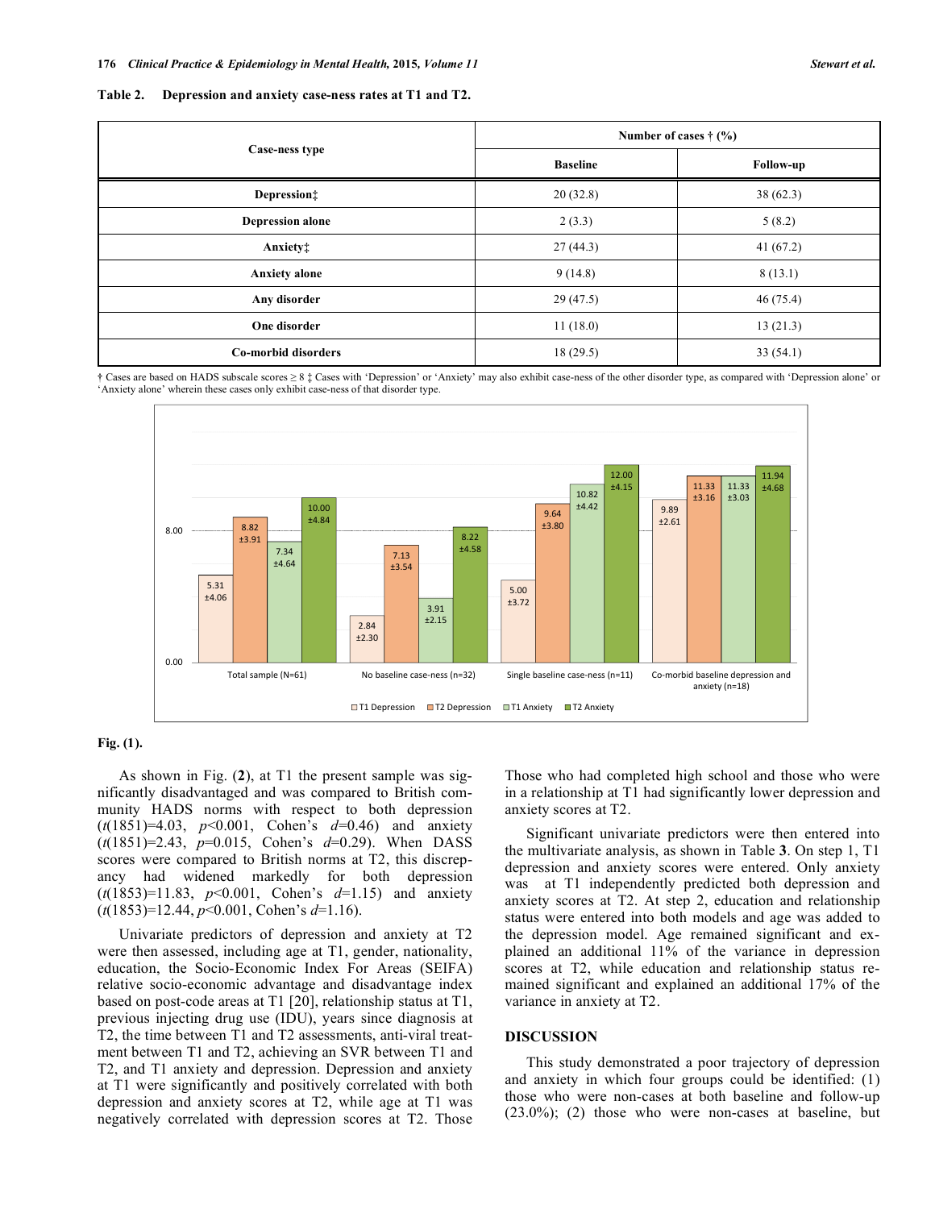**Table 2. Depression and anxiety case-ness rates at T1 and T2.**

| Case-ness type | Number of cases † (%) | |
|---|---|---|
| | Baseline | Follow-up |
| Depression‡ | 20 (32.8) | 38 (62.3) |
| Depression alone | 2 (3.3) | 5 (8.2) |
| Anxiety‡ | 27 (44.3) | 41 (67.2) |
| Anxiety alone | 9 (14.8) | 8 (13.1) |
| Any disorder | 29 (47.5) | 46 (75.4) |
| One disorder | 11 (18.0) | 13 (21.3) |
| Co-morbid disorders | 18 (29.5) | 33 (54.1) |

† Cases are based on HADS subscale scores ≥ 8 ‡ Cases with 'Depression' or 'Anxiety' may also exhibit case-ness of the other disorder type, as compared with 'Depression alone' or 'Anxiety alone' wherein these cases only exhibit case-ness of that disorder type.

**Fig. (1).**

As shown in Fig. (**2**), at T1 the present sample was significantly disadvantaged and was compared to British community HADS norms with respect to both depression ($t(1851)=4.03$, $p<0.001$, Cohen's $d=0.46$) and anxiety ($t(1851)=2.43$, $p=0.015$, Cohen's $d=0.29$). When DASS scores were compared to British norms at T2, this discrepancy had widened markedly for both depression ($t(1853)=11.83$, $p<0.001$, Cohen's $d=1.15$) and anxiety ($t(1853)=12.44$, $p<0.001$, Cohen's $d=1.16$).

Univariate predictors of depression and anxiety at T2 were then assessed, including age at T1, gender, nationality, education, the Socio-Economic Index For Areas (SEIFA) relative socio-economic advantage and disadvantage index based on post-code areas at T1 [20], relationship status at T1, previous injecting drug use (IDU), years since diagnosis at T2, the time between T1 and T2 assessments, anti-viral treatment between T1 and T2, achieving an SVR between T1 and T2, and T1 anxiety and depression. Depression and anxiety at T1 were significantly and positively correlated with both depression and anxiety scores at T2, while age at T1 was negatively correlated with depression scores at T2. Those who had completed high school and those who were in a relationship at T1 had significantly lower depression and anxiety scores at T2.

Significant univariate predictors were then entered into the multivariate analysis, as shown in Table **3**. On step 1, T1 depression and anxiety scores were entered. Only anxiety was at T1 independently predicted both depression and anxiety scores at T2. At step 2, education and relationship status were entered into both models and age was added to the depression model. Age remained significant and explained an additional 11% of the variance in depression scores at T2, while education and relationship status remained significant and explained an additional 17% of the variance in anxiety at T2.

## DISCUSSION

This study demonstrated a poor trajectory of depression and anxiety in which four groups could be identified: (1) those who were non-cases at both baseline and follow-up (23.0%); (2) those who were non-cases at baseline, but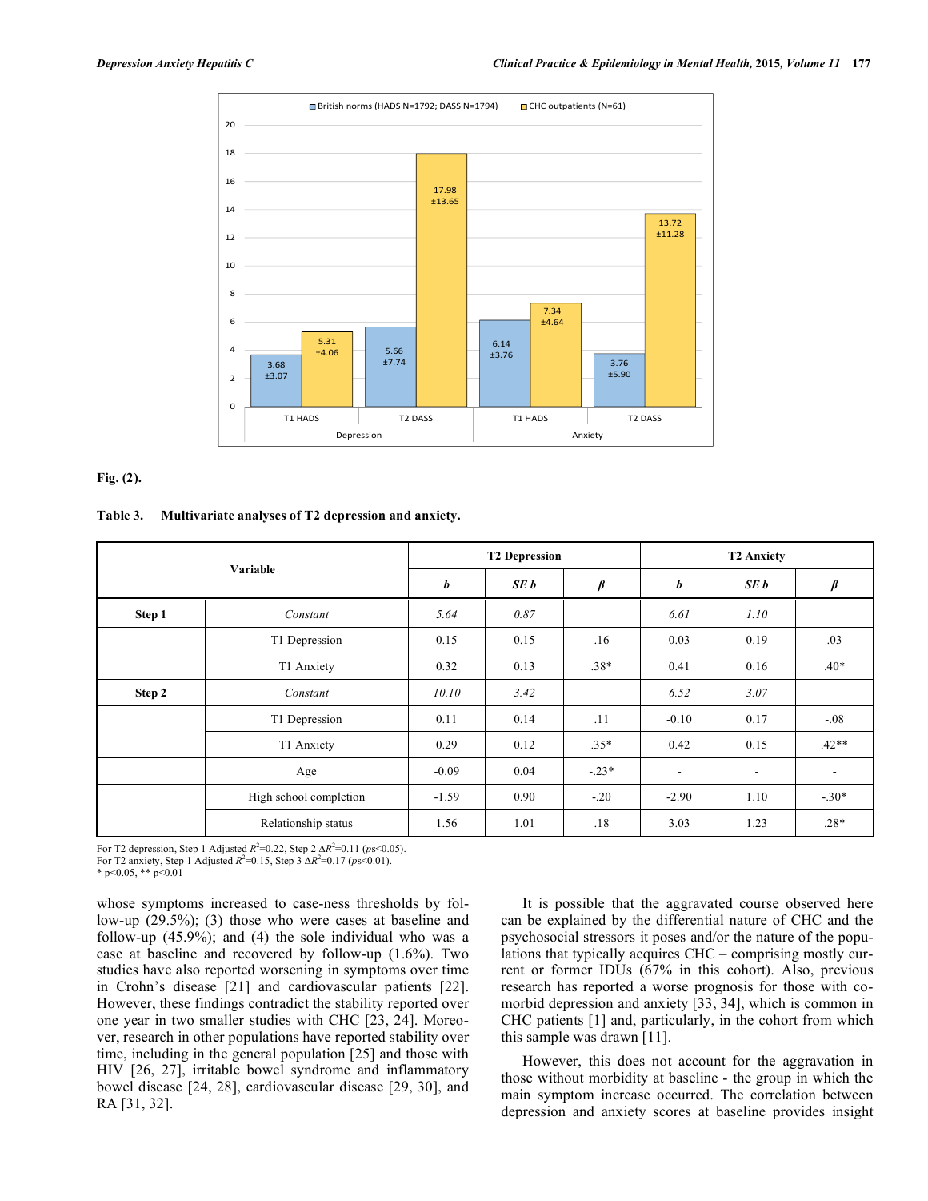Fig. (2).

Table 3. Multivariate analyses of T2 depression and anxiety.

| Variable | | T2 Depression | | | T2 Anxiety | | |
|---|---|---|---|---|---|---|---|
| | | *b* | *SE b* | *β* | *b* | *SE b* | *β* |
| **Step 1** | *Constant* | *5.64* | *0.87* | | *6.61* | *1.10* | |
| | T1 Depression | 0.15 | 0.15 | .16 | 0.03 | 0.19 | .03 |
| | T1 Anxiety | 0.32 | 0.13 | .38* | 0.41 | 0.16 | .40* |
| **Step 2** | *Constant* | *10.10* | *3.42* | | *6.52* | *3.07* | |
| | T1 Depression | 0.11 | 0.14 | .11 | -0.10 | 0.17 | -.08 |
| | T1 Anxiety | 0.29 | 0.12 | .35* | 0.42 | 0.15 | .42** |
| | Age | -0.09 | 0.04 | -.23* | - | - | - |
| | High school completion | -1.59 | 0.90 | -.20 | -2.90 | 1.10 | -.30* |
| | Relationship status | 1.56 | 1.01 | .18 | 3.03 | 1.23 | .28* |

For T2 depression, Step 1 Adjusted $R^2$=0.22, Step 2 $\Delta R^2$=0.11 (*ps*<0.05).
For T2 anxiety, Step 1 Adjusted $R^2$=0.15, Step 3 $\Delta R^2$=0.17 (*ps*<0.01).
* p<0.05, ** p<0.01

whose symptoms increased to case-ness thresholds by follow-up (29.5%); (3) those who were cases at baseline and follow-up (45.9%); and (4) the sole individual who was a case at baseline and recovered by follow-up (1.6%). Two studies have also reported worsening in symptoms over time in Crohn's disease [21] and cardiovascular patients [22]. However, these findings contradict the stability reported over one year in two smaller studies with CHC [23, 24]. Moreover, research in other populations have reported stability over time, including in the general population [25] and those with HIV [26, 27], irritable bowel syndrome and inflammatory bowel disease [24, 28], cardiovascular disease [29, 30], and RA [31, 32].

It is possible that the aggravated course observed here can be explained by the differential nature of CHC and the psychosocial stressors it poses and/or the nature of the populations that typically acquires CHC – comprising mostly current or former IDUs (67% in this cohort). Also, previous research has reported a worse prognosis for those with comorbid depression and anxiety [33, 34], which is common in CHC patients [1] and, particularly, in the cohort from which this sample was drawn [11].

However, this does not account for the aggravation in those without morbidity at baseline - the group in which the main symptom increase occurred. The correlation between depression and anxiety scores at baseline provides insight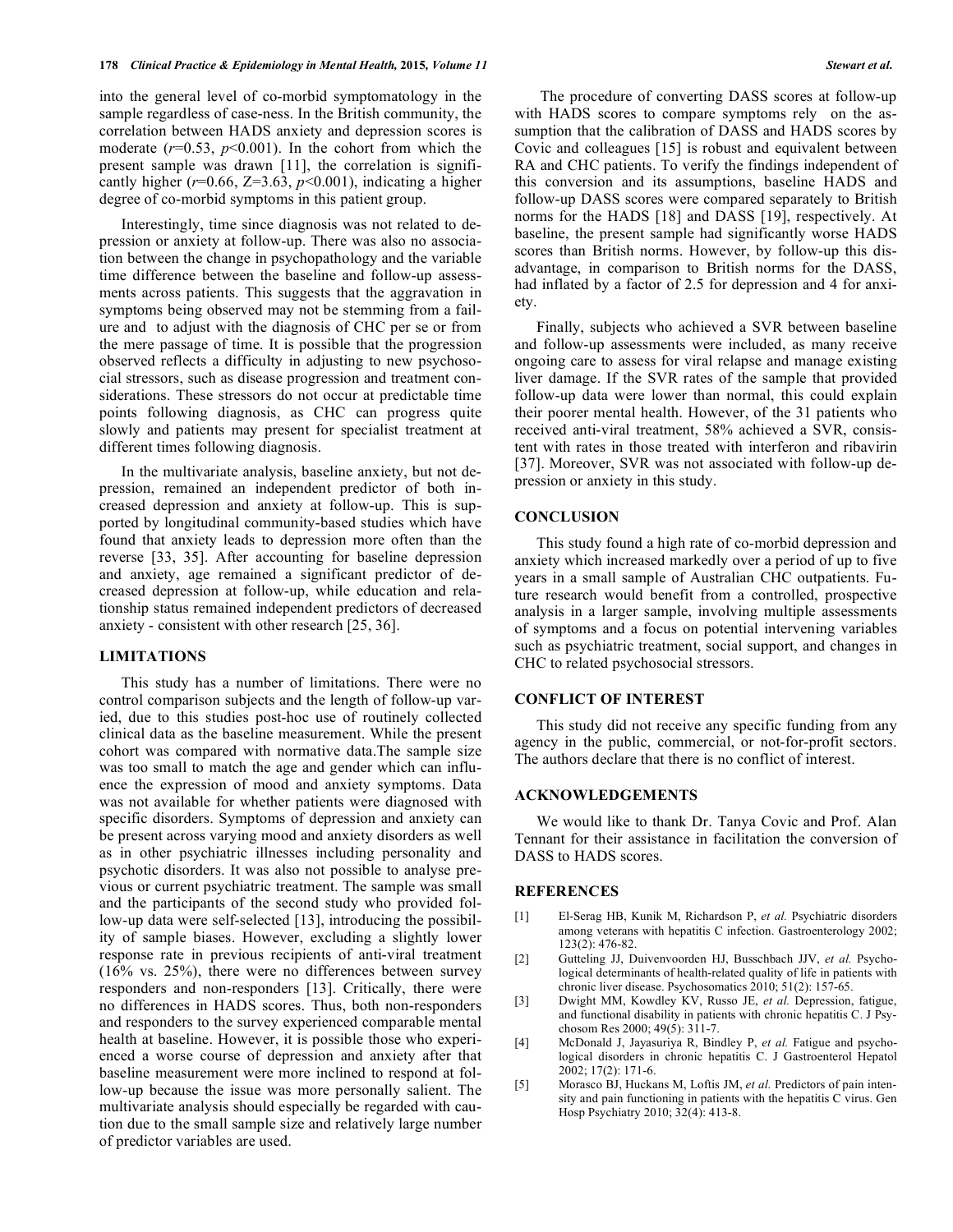into the general level of co-morbid symptomatology in the sample regardless of case-ness. In the British community, the correlation between HADS anxiety and depression scores is moderate ($r$=0.53, $p$<0.001). In the cohort from which the present sample was drawn [11], the correlation is significantly higher ($r$=0.66, Z=3.63, $p$<0.001), indicating a higher degree of co-morbid symptoms in this patient group.

Interestingly, time since diagnosis was not related to depression or anxiety at follow-up. There was also no association between the change in psychopathology and the variable time difference between the baseline and follow-up assessments across patients. This suggests that the aggravation in symptoms being observed may not be stemming from a failure and to adjust with the diagnosis of CHC per se or from the mere passage of time. It is possible that the progression observed reflects a difficulty in adjusting to new psychosocial stressors, such as disease progression and treatment considerations. These stressors do not occur at predictable time points following diagnosis, as CHC can progress quite slowly and patients may present for specialist treatment at different times following diagnosis.

In the multivariate analysis, baseline anxiety, but not depression, remained an independent predictor of both increased depression and anxiety at follow-up. This is supported by longitudinal community-based studies which have found that anxiety leads to depression more often than the reverse [33, 35]. After accounting for baseline depression and anxiety, age remained a significant predictor of decreased depression at follow-up, while education and relationship status remained independent predictors of decreased anxiety - consistent with other research [25, 36].

## LIMITATIONS

This study has a number of limitations. There were no control comparison subjects and the length of follow-up varied, due to this studies post-hoc use of routinely collected clinical data as the baseline measurement. While the present cohort was compared with normative data.The sample size was too small to match the age and gender which can influence the expression of mood and anxiety symptoms. Data was not available for whether patients were diagnosed with specific disorders. Symptoms of depression and anxiety can be present across varying mood and anxiety disorders as well as in other psychiatric illnesses including personality and psychotic disorders. It was also not possible to analyse previous or current psychiatric treatment. The sample was small and the participants of the second study who provided follow-up data were self-selected [13], introducing the possibility of sample biases. However, excluding a slightly lower response rate in previous recipients of anti-viral treatment (16% vs. 25%), there were no differences between survey responders and non-responders [13]. Critically, there were no differences in HADS scores. Thus, both non-responders and responders to the survey experienced comparable mental health at baseline. However, it is possible those who experienced a worse course of depression and anxiety after that baseline measurement were more inclined to respond at follow-up because the issue was more personally salient. The multivariate analysis should especially be regarded with caution due to the small sample size and relatively large number of predictor variables are used.

The procedure of converting DASS scores at follow-up with HADS scores to compare symptoms rely on the assumption that the calibration of DASS and HADS scores by Covic and colleagues [15] is robust and equivalent between RA and CHC patients. To verify the findings independent of this conversion and its assumptions, baseline HADS and follow-up DASS scores were compared separately to British norms for the HADS [18] and DASS [19], respectively. At baseline, the present sample had significantly worse HADS scores than British norms. However, by follow-up this disadvantage, in comparison to British norms for the DASS, had inflated by a factor of 2.5 for depression and 4 for anxiety.

Finally, subjects who achieved a SVR between baseline and follow-up assessments were included, as many receive ongoing care to assess for viral relapse and manage existing liver damage. If the SVR rates of the sample that provided follow-up data were lower than normal, this could explain their poorer mental health. However, of the 31 patients who received anti-viral treatment, 58% achieved a SVR, consistent with rates in those treated with interferon and ribavirin [37]. Moreover, SVR was not associated with follow-up depression or anxiety in this study.

## CONCLUSION

This study found a high rate of co-morbid depression and anxiety which increased markedly over a period of up to five years in a small sample of Australian CHC outpatients. Future research would benefit from a controlled, prospective analysis in a larger sample, involving multiple assessments of symptoms and a focus on potential intervening variables such as psychiatric treatment, social support, and changes in CHC to related psychosocial stressors.

## CONFLICT OF INTEREST

This study did not receive any specific funding from any agency in the public, commercial, or not-for-profit sectors. The authors declare that there is no conflict of interest.

## ACKNOWLEDGEMENTS

We would like to thank Dr. Tanya Covic and Prof. Alan Tennant for their assistance in facilitation the conversion of DASS to HADS scores.

## REFERENCES

[1] El-Serag HB, Kunik M, Richardson P, *et al.* Psychiatric disorders among veterans with hepatitis C infection. Gastroenterology 2002; 123(2): 476-82.

[2] Gutteling JJ, Duivenvoorden HJ, Busschbach JJV, *et al.* Psychological determinants of health-related quality of life in patients with chronic liver disease. Psychosomatics 2010; 51(2): 157-65.

[3] Dwight MM, Kowdley KV, Russo JE, *et al.* Depression, fatigue, and functional disability in patients with chronic hepatitis C. J Psychosom Res 2000; 49(5): 311-7.

[4] McDonald J, Jayasuriya R, Bindley P, *et al.* Fatigue and psychological disorders in chronic hepatitis C. J Gastroenterol Hepatol 2002; 17(2): 171-6.

[5] Morasco BJ, Huckans M, Loftis JM, *et al.* Predictors of pain intensity and pain functioning in patients with the hepatitis C virus. Gen Hosp Psychiatry 2010; 32(4): 413-8.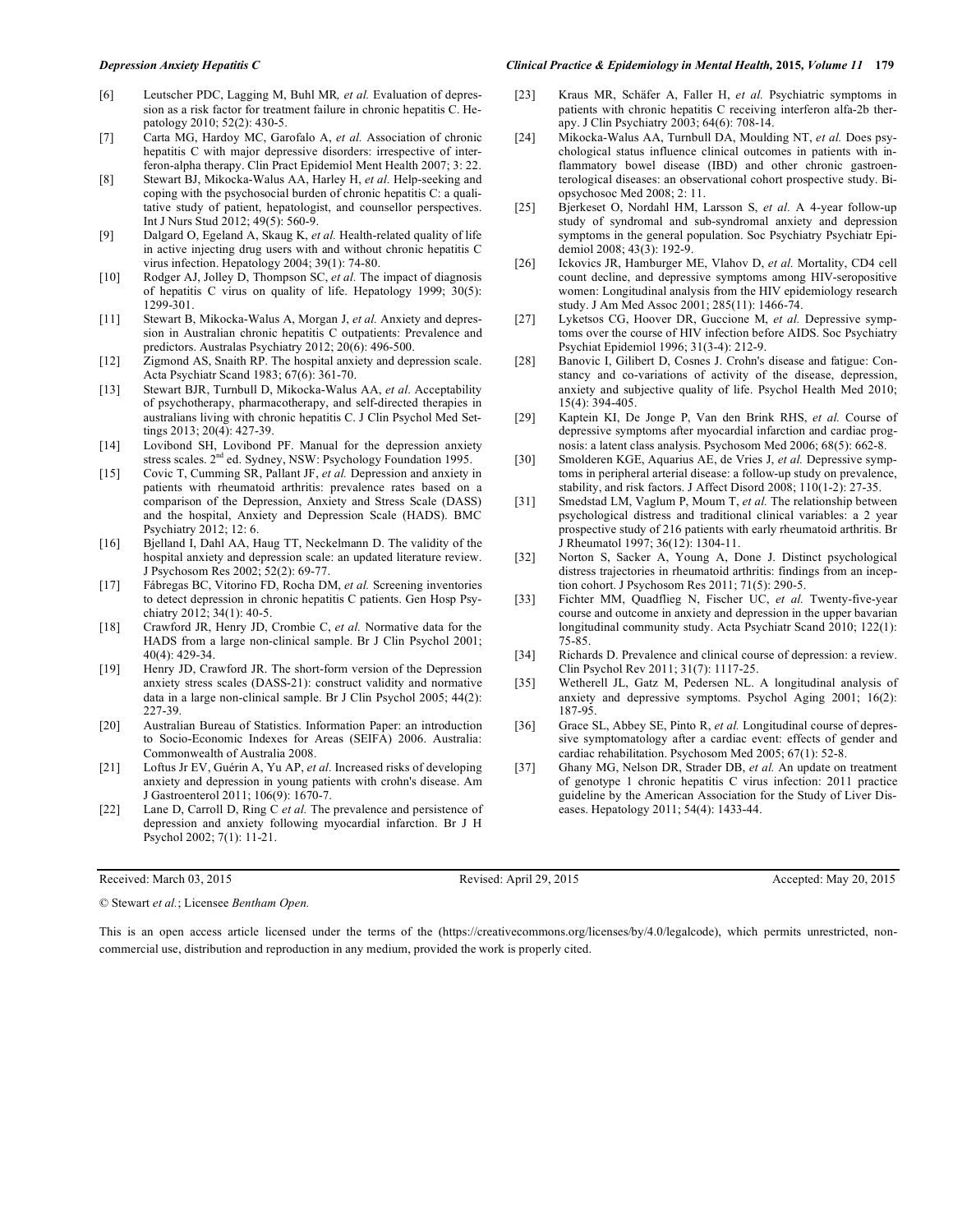[6] Leutscher PDC, Lagging M, Buhl MR, *et al.* Evaluation of depression as a risk factor for treatment failure in chronic hepatitis C. Hepatology 2010; 52(2): 430-5.

[7] Carta MG, Hardoy MC, Garofalo A, *et al.* Association of chronic hepatitis C with major depressive disorders: irrespective of interferon-alpha therapy. Clin Pract Epidemiol Ment Health 2007; 3: 22.

[8] Stewart BJ, Mikocka-Walus AA, Harley H, *et al.* Help-seeking and coping with the psychosocial burden of chronic hepatitis C: a qualitative study of patient, hepatologist, and counsellor perspectives. Int J Nurs Stud 2012; 49(5): 560-9.

[9] Dalgard O, Egeland A, Skaug K, *et al.* Health-related quality of life in active injecting drug users with and without chronic hepatitis C virus infection. Hepatology 2004; 39(1): 74-80.

[10] Rodger AJ, Jolley D, Thompson SC, *et al.* The impact of diagnosis of hepatitis C virus on quality of life. Hepatology 1999; 30(5): 1299-301.

[11] Stewart B, Mikocka-Walus A, Morgan J, *et al.* Anxiety and depression in Australian chronic hepatitis C outpatients: Prevalence and predictors. Australas Psychiatry 2012; 20(6): 496-500.

[12] Zigmond AS, Snaith RP. The hospital anxiety and depression scale. Acta Psychiatr Scand 1983; 67(6): 361-70.

[13] Stewart BJR, Turnbull D, Mikocka-Walus AA, *et al*. Acceptability of psychotherapy, pharmacotherapy, and self-directed therapies in australians living with chronic hepatitis C. J Clin Psychol Med Settings 2013; 20(4): 427-39.

[14] Lovibond SH, Lovibond PF. Manual for the depression anxiety stress scales. 2nd ed. Sydney, NSW: Psychology Foundation 1995.

[15] Covic T, Cumming SR, Pallant JF, *et al.* Depression and anxiety in patients with rheumatoid arthritis: prevalence rates based on a comparison of the Depression, Anxiety and Stress Scale (DASS) and the hospital, Anxiety and Depression Scale (HADS). BMC Psychiatry 2012; 12: 6.

[16] Bjelland I, Dahl AA, Haug TT, Neckelmann D. The validity of the hospital anxiety and depression scale: an updated literature review. J Psychosom Res 2002; 52(2): 69-77.

[17] Fábregas BC, Vitorino FD, Rocha DM, *et al.* Screening inventories to detect depression in chronic hepatitis C patients. Gen Hosp Psychiatry 2012; 34(1): 40-5.

[18] Crawford JR, Henry JD, Crombie C, *et al.* Normative data for the HADS from a large non-clinical sample. Br J Clin Psychol 2001; 40(4): 429-34.

[19] Henry JD, Crawford JR. The short-form version of the Depression anxiety stress scales (DASS-21): construct validity and normative data in a large non-clinical sample. Br J Clin Psychol 2005; 44(2): 227-39.

[20] Australian Bureau of Statistics. Information Paper: an introduction to Socio-Economic Indexes for Areas (SEIFA) 2006. Australia: Commonwealth of Australia 2008.

[21] Loftus Jr EV, Guérin A, Yu AP, *et al*. Increased risks of developing anxiety and depression in young patients with crohn's disease. Am J Gastroenterol 2011; 106(9): 1670-7.

[22] Lane D, Carroll D, Ring C *et al.* The prevalence and persistence of depression and anxiety following myocardial infarction. Br J H Psychol 2002; 7(1): 11-21.

[23] Kraus MR, Schäfer A, Faller H, *et al.* Psychiatric symptoms in patients with chronic hepatitis C receiving interferon alfa-2b therapy. J Clin Psychiatry 2003; 64(6): 708-14.

[24] Mikocka-Walus AA, Turnbull DA, Moulding NT, *et al.* Does psychological status influence clinical outcomes in patients with inflammatory bowel disease (IBD) and other chronic gastroenterological diseases: an observational cohort prospective study. Biopsychosoc Med 2008; 2: 11.

[25] Bjerkeset O, Nordahl HM, Larsson S, *et al.* A 4-year follow-up study of syndromal and sub-syndromal anxiety and depression symptoms in the general population. Soc Psychiatry Psychiatr Epidemiol 2008; 43(3): 192-9.

[26] Ickovics JR, Hamburger ME, Vlahov D, *et al.* Mortality, CD4 cell count decline, and depressive symptoms among HIV-seropositive women: Longitudinal analysis from the HIV epidemiology research study. J Am Med Assoc 2001; 285(11): 1466-74.

[27] Lyketsos CG, Hoover DR, Guccione M, *et al.* Depressive symptoms over the course of HIV infection before AIDS. Soc Psychiatry Psychiat Epidemiol 1996; 31(3-4): 212-9.

[28] Banovic I, Gilibert D, Cosnes J. Crohn's disease and fatigue: Constancy and co-variations of activity of the disease, depression, anxiety and subjective quality of life. Psychol Health Med 2010; 15(4): 394-405.

[29] Kaptein KI, De Jonge P, Van den Brink RHS, *et al.* Course of depressive symptoms after myocardial infarction and cardiac prognosis: a latent class analysis. Psychosom Med 2006; 68(5): 662-8.

[30] Smolderen KGE, Aquarius AE, de Vries J, *et al.* Depressive symptoms in peripheral arterial disease: a follow-up study on prevalence, stability, and risk factors. J Affect Disord 2008; 110(1-2): 27-35.

[31] Smedstad LM, Vaglum P, Moum T, *et al.* The relationship between psychological distress and traditional clinical variables: a 2 year prospective study of 216 patients with early rheumatoid arthritis. Br J Rheumatol 1997; 36(12): 1304-11.

[32] Norton S, Sacker A, Young A, Done J. Distinct psychological distress trajectories in rheumatoid arthritis: findings from an inception cohort. J Psychosom Res 2011; 71(5): 290-5.

[33] Fichter MM, Quadflieg N, Fischer UC, *et al.* Twenty-five-year course and outcome in anxiety and depression in the upper bavarian longitudinal community study. Acta Psychiatr Scand 2010; 122(1): 75-85.

[34] Richards D. Prevalence and clinical course of depression: a review. Clin Psychol Rev 2011; 31(7): 1117-25.

[35] Wetherell JL, Gatz M, Pedersen NL. A longitudinal analysis of anxiety and depressive symptoms. Psychol Aging 2001; 16(2): 187-95.

[36] Grace SL, Abbey SE, Pinto R, *et al.* Longitudinal course of depressive symptomatology after a cardiac event: effects of gender and cardiac rehabilitation. Psychosom Med 2005; 67(1): 52-8.

[37] Ghany MG, Nelson DR, Strader DB, *et al.* An update on treatment of genotype 1 chronic hepatitis C virus infection: 2011 practice guideline by the American Association for the Study of Liver Diseases. Hepatology 2011; 54(4): 1433-44.

---

Received: March 03, 2015 | Revised: April 29, 2015 | Accepted: May 20, 2015

© Stewart *et al.*; Licensee *Bentham Open.*

This is an open access article licensed under the terms of the (https://creativecommons.org/licenses/by/4.0/legalcode), which permits unrestricted, non-commercial use, distribution and reproduction in any medium, provided the work is properly cited.